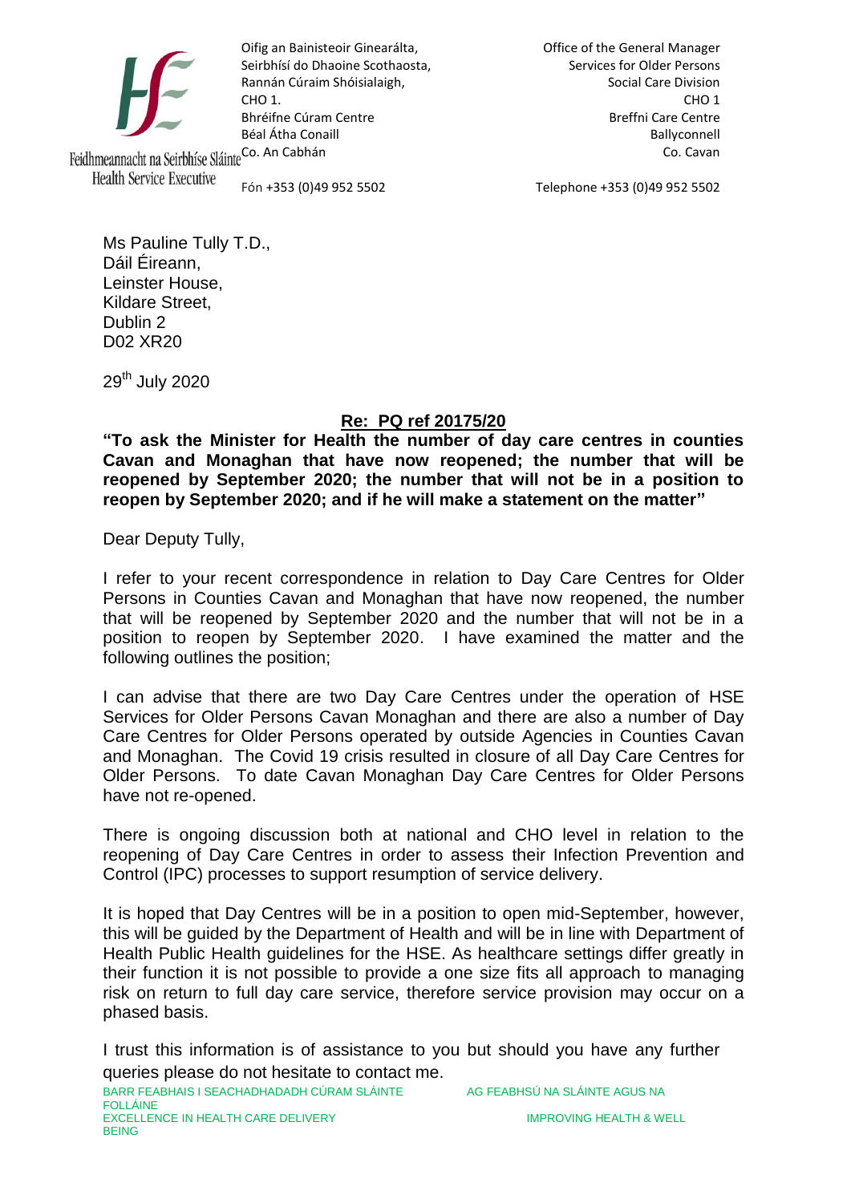Feidhmeannacht na Seirbhíse Sláinte
Health Service Executive

Oifig an Bainisteoir Ginearálta,
Seirbhísí do Dhaoine Scothaosta,
Rannán Cúraim Shóisialaigh,
CHO 1.
Bhréifne Cúram Centre
Béal Átha Conaill
Co. An Cabhán

Fón +353 (0)49 952 5502

Office of the General Manager
Services for Older Persons
Social Care Division
CHO 1
Breffni Care Centre
Ballyconnell
Co. Cavan

Telephone +353 (0)49 952 5502

Ms Pauline Tully T.D.,
Dáil Éireann,
Leinster House,
Kildare Street,
Dublin 2
D02 XR20

29th July 2020

**Re: PQ ref 20175/20**

**"To ask the Minister for Health the number of day care centres in counties Cavan and Monaghan that have now reopened; the number that will be reopened by September 2020; the number that will not be in a position to reopen by September 2020; and if he will make a statement on the matter"**

Dear Deputy Tully,

I refer to your recent correspondence in relation to Day Care Centres for Older Persons in Counties Cavan and Monaghan that have now reopened, the number that will be reopened by September 2020 and the number that will not be in a position to reopen by September 2020. I have examined the matter and the following outlines the position;

I can advise that there are two Day Care Centres under the operation of HSE Services for Older Persons Cavan Monaghan and there are also a number of Day Care Centres for Older Persons operated by outside Agencies in Counties Cavan and Monaghan. The Covid 19 crisis resulted in closure of all Day Care Centres for Older Persons. To date Cavan Monaghan Day Care Centres for Older Persons have not re-opened.

There is ongoing discussion both at national and CHO level in relation to the reopening of Day Care Centres in order to assess their Infection Prevention and Control (IPC) processes to support resumption of service delivery.

It is hoped that Day Centres will be in a position to open mid-September, however, this will be guided by the Department of Health and will be in line with Department of Health Public Health guidelines for the HSE. As healthcare settings differ greatly in their function it is not possible to provide a one size fits all approach to managing risk on return to full day care service, therefore service provision may occur on a phased basis.

I trust this information is of assistance to you but should you have any further queries please do not hesitate to contact me.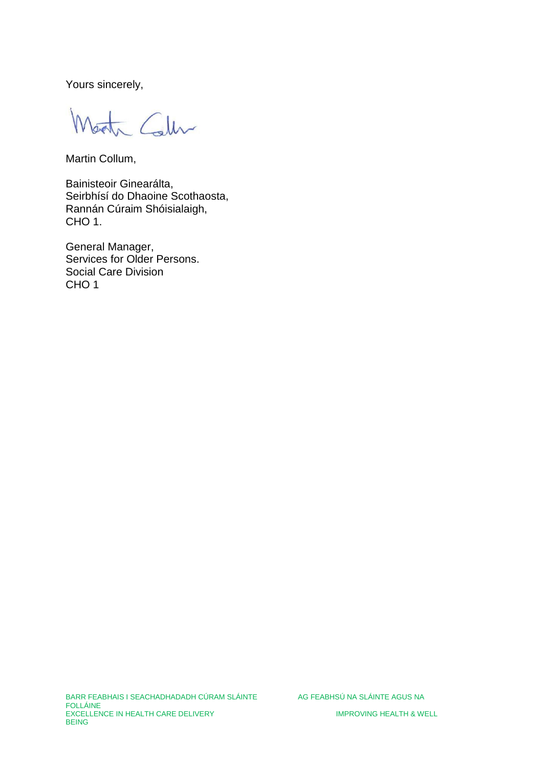Yours sincerely,

Martin Collum,

Bainisteoir Ginearálta,
Seirbhísí do Dhaoine Scothaosta,
Rannán Cúraim Shóisialaigh,
CHO 1.

General Manager,
Services for Older Persons.
Social Care Division
CHO 1